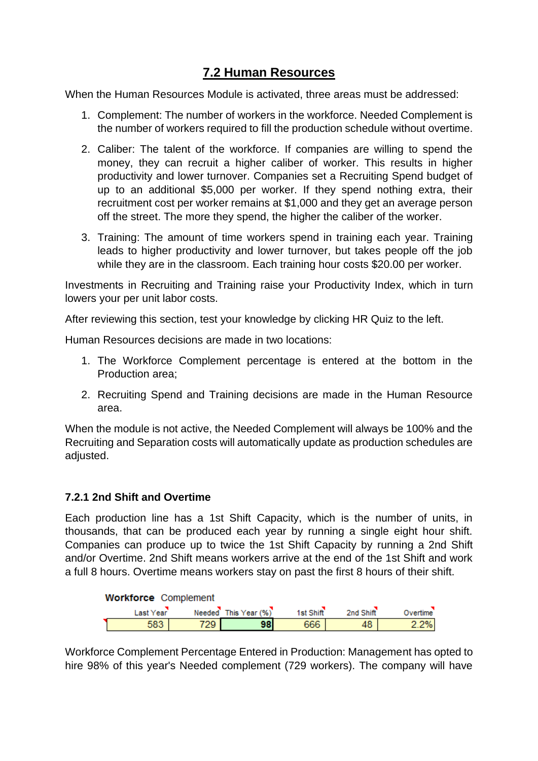## 7.2 Human Resources

When the Human Resources Module is activated, three areas must be addressed:

1. Complement: The number of workers in the workforce. Needed Complement is the number of workers required to fill the production schedule without overtime.
2. Caliber: The talent of the workforce. If companies are willing to spend the money, they can recruit a higher caliber of worker. This results in higher productivity and lower turnover. Companies set a Recruiting Spend budget of up to an additional $5,000 per worker. If they spend nothing extra, their recruitment cost per worker remains at $1,000 and they get an average person off the street. The more they spend, the higher the caliber of the worker.
3. Training: The amount of time workers spend in training each year. Training leads to higher productivity and lower turnover, but takes people off the job while they are in the classroom. Each training hour costs $20.00 per worker.

Investments in Recruiting and Training raise your Productivity Index, which in turn lowers your per unit labor costs.

After reviewing this section, test your knowledge by clicking HR Quiz to the left.

Human Resources decisions are made in two locations:

1. The Workforce Complement percentage is entered at the bottom in the Production area;
2. Recruiting Spend and Training decisions are made in the Human Resource area.

When the module is not active, the Needed Complement will always be 100% and the Recruiting and Separation costs will automatically update as production schedules are adjusted.

### 7.2.1 2nd Shift and Overtime

Each production line has a 1st Shift Capacity, which is the number of units, in thousands, that can be produced each year by running a single eight hour shift. Companies can produce up to twice the 1st Shift Capacity by running a 2nd Shift and/or Overtime. 2nd Shift means workers arrive at the end of the 1st Shift and work a full 8 hours. Overtime means workers stay on past the first 8 hours of their shift.

**Workforce** Complement

| Last Year | Needed | This Year (%) | 1st Shift | 2nd Shift | Overtime |
|---|---|---|---|---|---|
| 583 | 729 | **98** | 666 | 48 | 2.2% |

Workforce Complement Percentage Entered in Production: Management has opted to hire 98% of this year's Needed complement (729 workers). The company will have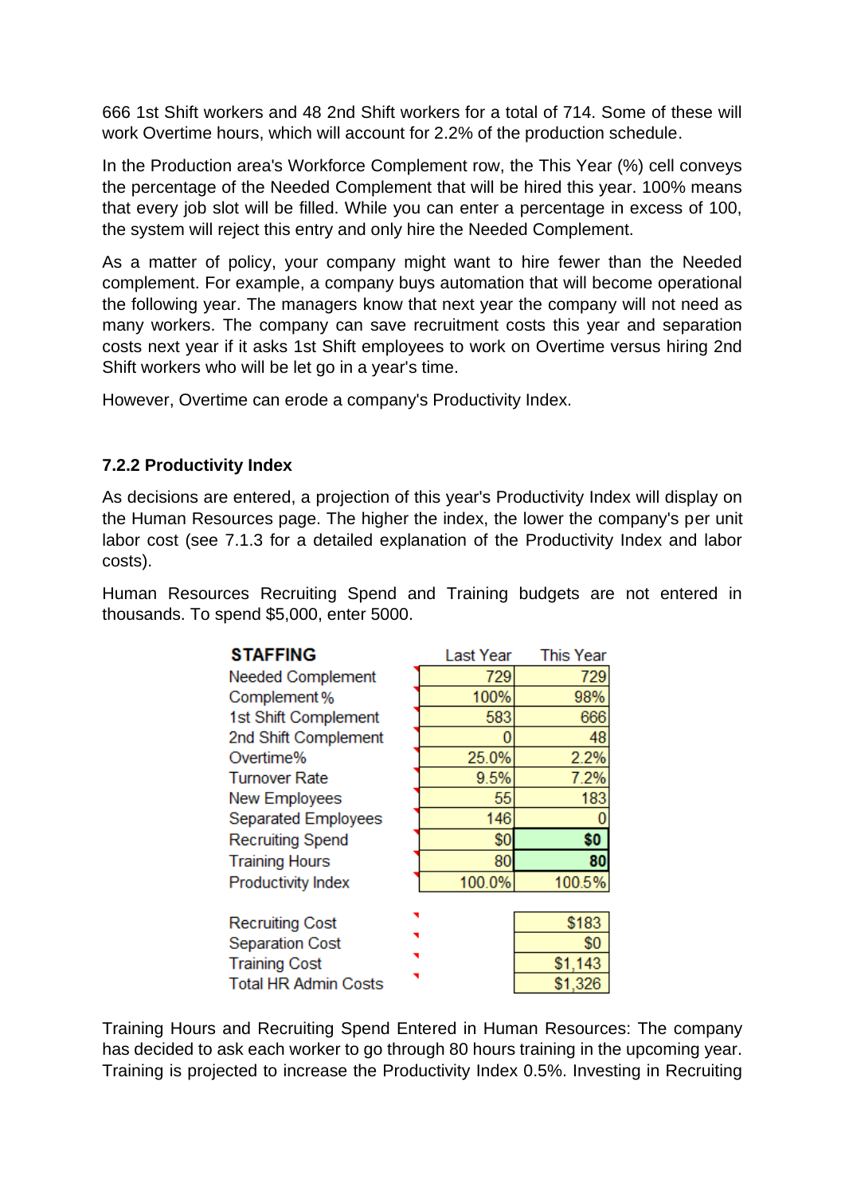666 1st Shift workers and 48 2nd Shift workers for a total of 714. Some of these will work Overtime hours, which will account for 2.2% of the production schedule.

In the Production area's Workforce Complement row, the This Year (%) cell conveys the percentage of the Needed Complement that will be hired this year. 100% means that every job slot will be filled. While you can enter a percentage in excess of 100, the system will reject this entry and only hire the Needed Complement.

As a matter of policy, your company might want to hire fewer than the Needed complement. For example, a company buys automation that will become operational the following year. The managers know that next year the company will not need as many workers. The company can save recruitment costs this year and separation costs next year if it asks 1st Shift employees to work on Overtime versus hiring 2nd Shift workers who will be let go in a year's time.

However, Overtime can erode a company's Productivity Index.

### 7.2.2 Productivity Index

As decisions are entered, a projection of this year's Productivity Index will display on the Human Resources page. The higher the index, the lower the company's per unit labor cost (see 7.1.3 for a detailed explanation of the Productivity Index and labor costs).

Human Resources Recruiting Spend and Training budgets are not entered in thousands. To spend $5,000, enter 5000.

| STAFFING | Last Year | This Year |
|---|---|---|
| Needed Complement | 729 | 729 |
| Complement % | 100% | 98% |
| 1st Shift Complement | 583 | 666 |
| 2nd Shift Complement | 0 | 48 |
| Overtime% | 25.0% | 2.2% |
| Turnover Rate | 9.5% | 7.2% |
| New Employees | 55 | 183 |
| Separated Employees | 146 | 0 |
| Recruiting Spend | $0 | **$0** |
| Training Hours | 80 | **80** |
| Productivity Index | 100.0% | 100.5% |
| | | |
| Recruiting Cost | | $183 |
| Separation Cost | | $0 |
| Training Cost | | $1,143 |
| Total HR Admin Costs | | $1,326 |

Training Hours and Recruiting Spend Entered in Human Resources: The company has decided to ask each worker to go through 80 hours training in the upcoming year. Training is projected to increase the Productivity Index 0.5%. Investing in Recruiting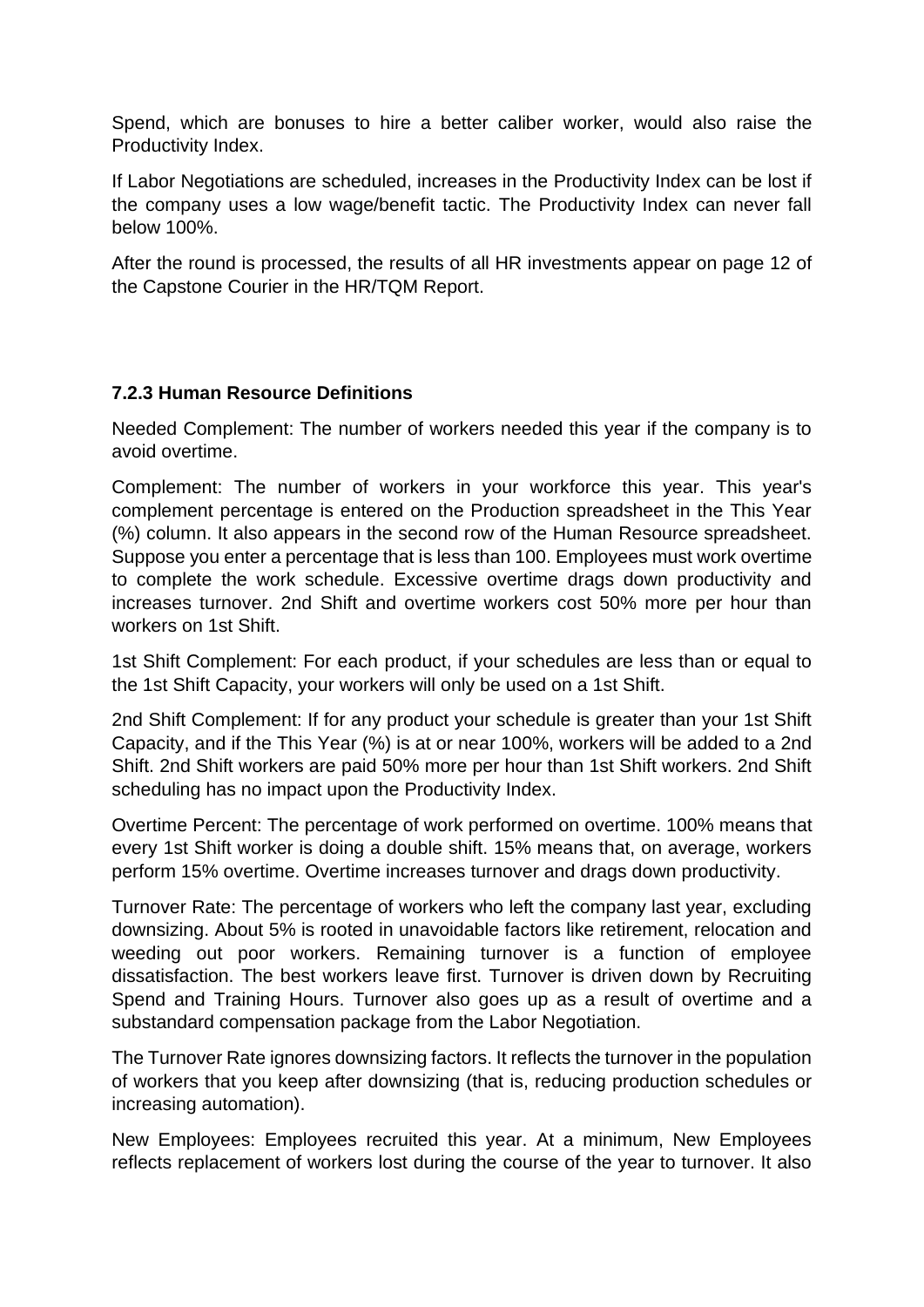Spend, which are bonuses to hire a better caliber worker, would also raise the Productivity Index.

If Labor Negotiations are scheduled, increases in the Productivity Index can be lost if the company uses a low wage/benefit tactic. The Productivity Index can never fall below 100%.

After the round is processed, the results of all HR investments appear on page 12 of the Capstone Courier in the HR/TQM Report.

### 7.2.3 Human Resource Definitions

Needed Complement: The number of workers needed this year if the company is to avoid overtime.

Complement: The number of workers in your workforce this year. This year's complement percentage is entered on the Production spreadsheet in the This Year (%) column. It also appears in the second row of the Human Resource spreadsheet. Suppose you enter a percentage that is less than 100. Employees must work overtime to complete the work schedule. Excessive overtime drags down productivity and increases turnover. 2nd Shift and overtime workers cost 50% more per hour than workers on 1st Shift.

1st Shift Complement: For each product, if your schedules are less than or equal to the 1st Shift Capacity, your workers will only be used on a 1st Shift.

2nd Shift Complement: If for any product your schedule is greater than your 1st Shift Capacity, and if the This Year (%) is at or near 100%, workers will be added to a 2nd Shift. 2nd Shift workers are paid 50% more per hour than 1st Shift workers. 2nd Shift scheduling has no impact upon the Productivity Index.

Overtime Percent: The percentage of work performed on overtime. 100% means that every 1st Shift worker is doing a double shift. 15% means that, on average, workers perform 15% overtime. Overtime increases turnover and drags down productivity.

Turnover Rate: The percentage of workers who left the company last year, excluding downsizing. About 5% is rooted in unavoidable factors like retirement, relocation and weeding out poor workers. Remaining turnover is a function of employee dissatisfaction. The best workers leave first. Turnover is driven down by Recruiting Spend and Training Hours. Turnover also goes up as a result of overtime and a substandard compensation package from the Labor Negotiation.

The Turnover Rate ignores downsizing factors. It reflects the turnover in the population of workers that you keep after downsizing (that is, reducing production schedules or increasing automation).

New Employees: Employees recruited this year. At a minimum, New Employees reflects replacement of workers lost during the course of the year to turnover. It also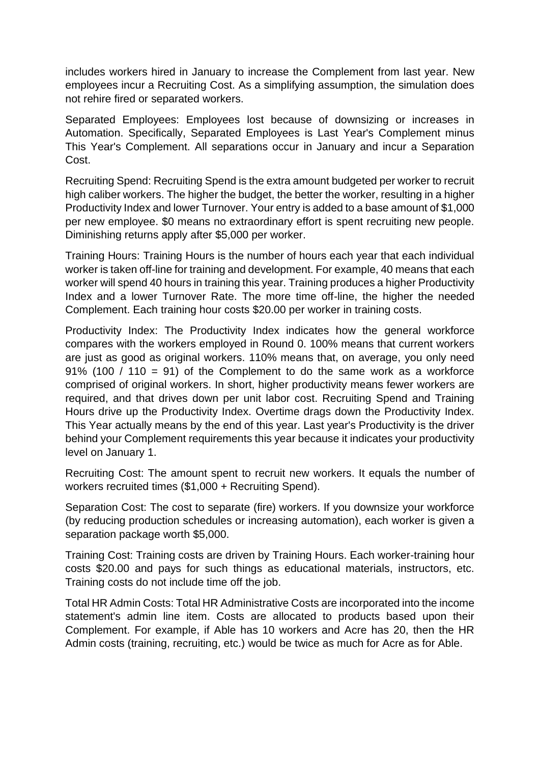includes workers hired in January to increase the Complement from last year. New employees incur a Recruiting Cost. As a simplifying assumption, the simulation does not rehire fired or separated workers.

Separated Employees: Employees lost because of downsizing or increases in Automation. Specifically, Separated Employees is Last Year's Complement minus This Year's Complement. All separations occur in January and incur a Separation Cost.

Recruiting Spend: Recruiting Spend is the extra amount budgeted per worker to recruit high caliber workers. The higher the budget, the better the worker, resulting in a higher Productivity Index and lower Turnover. Your entry is added to a base amount of $1,000 per new employee. $0 means no extraordinary effort is spent recruiting new people. Diminishing returns apply after $5,000 per worker.

Training Hours: Training Hours is the number of hours each year that each individual worker is taken off-line for training and development. For example, 40 means that each worker will spend 40 hours in training this year. Training produces a higher Productivity Index and a lower Turnover Rate. The more time off-line, the higher the needed Complement. Each training hour costs $20.00 per worker in training costs.

Productivity Index: The Productivity Index indicates how the general workforce compares with the workers employed in Round 0. 100% means that current workers are just as good as original workers. 110% means that, on average, you only need 91% (100 / 110 = 91) of the Complement to do the same work as a workforce comprised of original workers. In short, higher productivity means fewer workers are required, and that drives down per unit labor cost. Recruiting Spend and Training Hours drive up the Productivity Index. Overtime drags down the Productivity Index. This Year actually means by the end of this year. Last year's Productivity is the driver behind your Complement requirements this year because it indicates your productivity level on January 1.

Recruiting Cost: The amount spent to recruit new workers. It equals the number of workers recruited times ($1,000 + Recruiting Spend).

Separation Cost: The cost to separate (fire) workers. If you downsize your workforce (by reducing production schedules or increasing automation), each worker is given a separation package worth $5,000.

Training Cost: Training costs are driven by Training Hours. Each worker-training hour costs $20.00 and pays for such things as educational materials, instructors, etc. Training costs do not include time off the job.

Total HR Admin Costs: Total HR Administrative Costs are incorporated into the income statement's admin line item. Costs are allocated to products based upon their Complement. For example, if Able has 10 workers and Acre has 20, then the HR Admin costs (training, recruiting, etc.) would be twice as much for Acre as for Able.